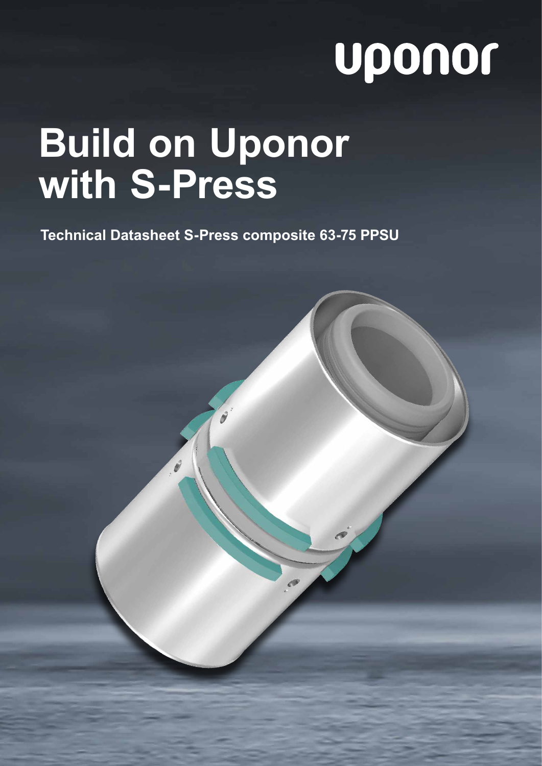uponor

# Build on Uponor with S-Press

**Technical Datasheet S-Press composite 63-75 PPSU**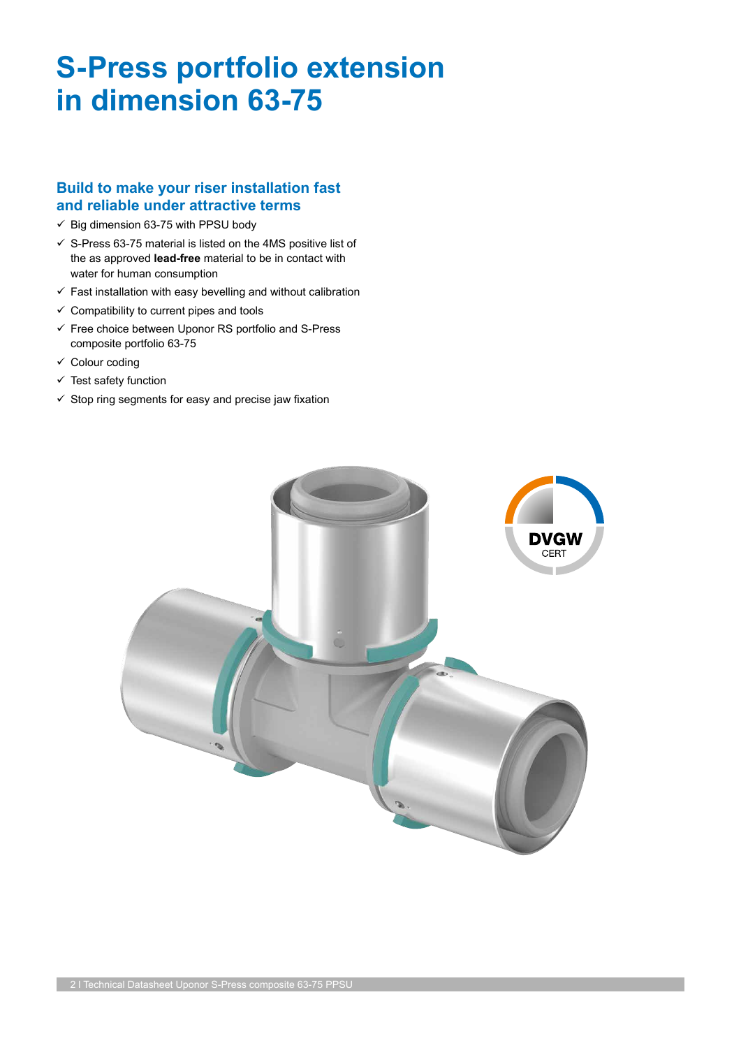# S-Press portfolio extension in dimension 63-75

## Build to make your riser installation fast and reliable under attractive terms

- ✓ Big dimension 63-75 with PPSU body
- ✓ S-Press 63-75 material is listed on the 4MS positive list of the as approved **lead-free** material to be in contact with water for human consumption
- ✓ Fast installation with easy bevelling and without calibration
- ✓ Compatibility to current pipes and tools
- ✓ Free choice between Uponor RS portfolio and S-Press composite portfolio 63-75
- ✓ Colour coding
- ✓ Test safety function
- ✓ Stop ring segments for easy and precise jaw fixation

DVGW CERT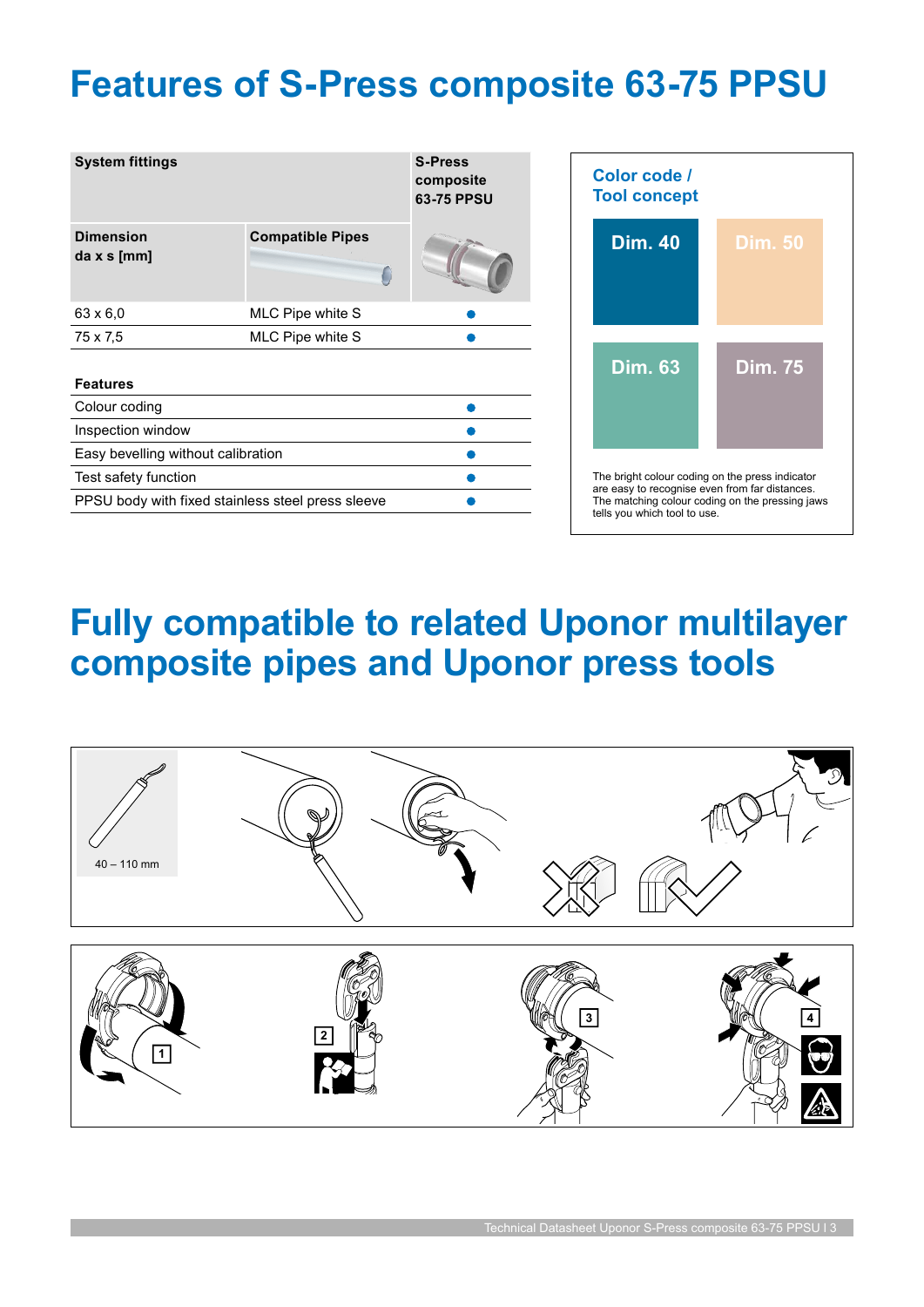# Features of S-Press composite 63-75 PPSU

| System fittings | | S-Press composite 63-75 PPSU |
|---|---|---|
| **Dimension da x s [mm]** | **Compatible Pipes** | |
| 63 x 6,0 | MLC Pipe white S | ● |
| 75 x 7,5 | MLC Pipe white S | ● |

| Features | |
|---|---|
| Colour coding | ● |
| Inspection window | ● |
| Easy bevelling without calibration | ● |
| Test safety function | ● |
| PPSU body with fixed stainless steel press sleeve | ● |

### Color code / Tool concept

Dim. 40 | Dim. 50 | Dim. 63 | Dim. 75

The bright colour coding on the press indicator are easy to recognise even from far distances. The matching colour coding on the pressing jaws tells you which tool to use.

# Fully compatible to related Uponor multilayer composite pipes and Uponor press tools

40 – 110 mm

1 2 3 4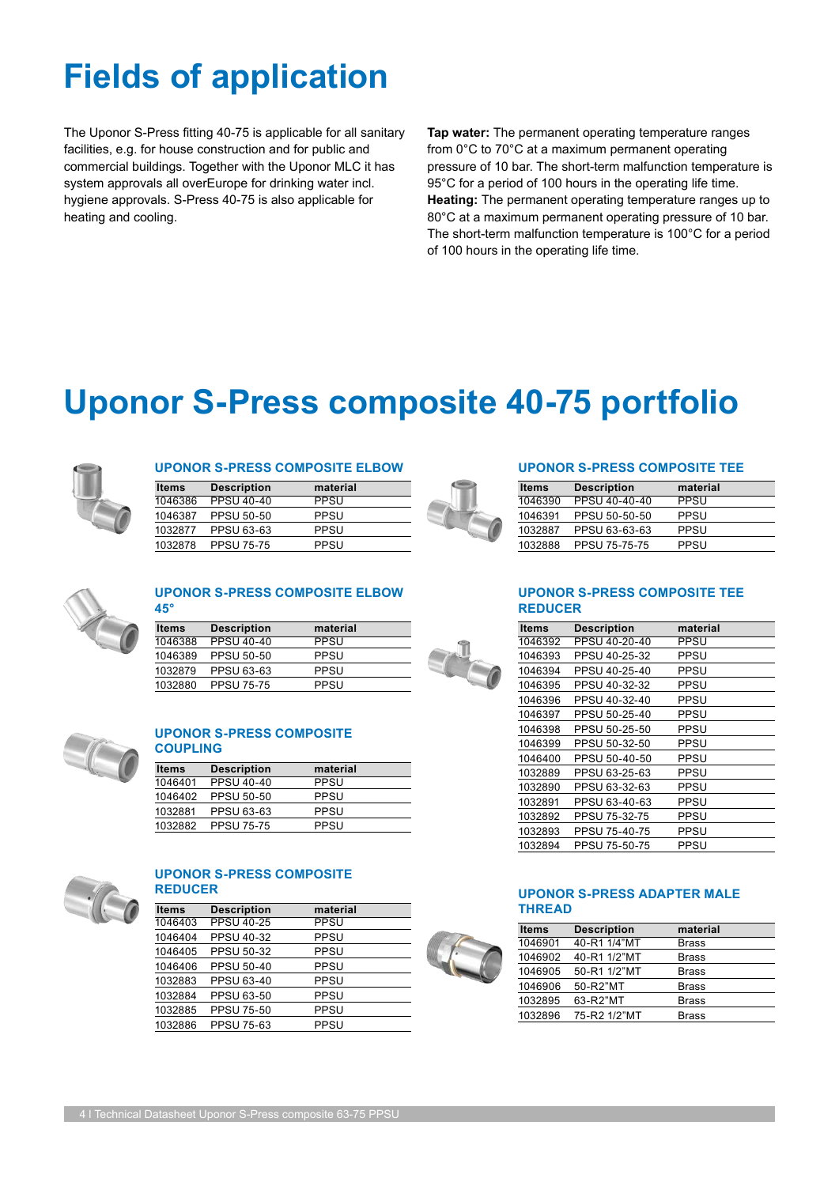# Fields of application

The Uponor S-Press fitting 40-75 is applicable for all sanitary facilities, e.g. for house construction and for public and commercial buildings. Together with the Uponor MLC it has system approvals all overEurope for drinking water incl. hygiene approvals. S-Press 40-75 is also applicable for heating and cooling.

**Tap water:** The permanent operating temperature ranges from 0°C to 70°C at a maximum permanent operating pressure of 10 bar. The short-term malfunction temperature is 95°C for a period of 100 hours in the operating life time.
**Heating:** The permanent operating temperature ranges up to 80°C at a maximum permanent operating pressure of 10 bar. The short-term malfunction temperature is 100°C for a period of 100 hours in the operating life time.

# Uponor S-Press composite 40-75 portfolio

### UPONOR S-PRESS COMPOSITE ELBOW

| Items | Description | material |
|---|---|---|
| 1046386 | PPSU 40-40 | PPSU |
| 1046387 | PPSU 50-50 | PPSU |
| 1032877 | PPSU 63-63 | PPSU |
| 1032878 | PPSU 75-75 | PPSU |

### UPONOR S-PRESS COMPOSITE ELBOW 45°

| Items | Description | material |
|---|---|---|
| 1046388 | PPSU 40-40 | PPSU |
| 1046389 | PPSU 50-50 | PPSU |
| 1032879 | PPSU 63-63 | PPSU |
| 1032880 | PPSU 75-75 | PPSU |

### UPONOR S-PRESS COMPOSITE COUPLING

| Items | Description | material |
|---|---|---|
| 1046401 | PPSU 40-40 | PPSU |
| 1046402 | PPSU 50-50 | PPSU |
| 1032881 | PPSU 63-63 | PPSU |
| 1032882 | PPSU 75-75 | PPSU |

### UPONOR S-PRESS COMPOSITE REDUCER

| Items | Description | material |
|---|---|---|
| 1046403 | PPSU 40-25 | PPSU |
| 1046404 | PPSU 40-32 | PPSU |
| 1046405 | PPSU 50-32 | PPSU |
| 1046406 | PPSU 50-40 | PPSU |
| 1032883 | PPSU 63-40 | PPSU |
| 1032884 | PPSU 63-50 | PPSU |
| 1032885 | PPSU 75-50 | PPSU |
| 1032886 | PPSU 75-63 | PPSU |

### UPONOR S-PRESS COMPOSITE TEE

| Items | Description | material |
|---|---|---|
| 1046390 | PPSU 40-40-40 | PPSU |
| 1046391 | PPSU 50-50-50 | PPSU |
| 1032887 | PPSU 63-63-63 | PPSU |
| 1032888 | PPSU 75-75-75 | PPSU |

### UPONOR S-PRESS COMPOSITE TEE REDUCER

| Items | Description | material |
|---|---|---|
| 1046392 | PPSU 40-20-40 | PPSU |
| 1046393 | PPSU 40-25-32 | PPSU |
| 1046394 | PPSU 40-25-40 | PPSU |
| 1046395 | PPSU 40-32-32 | PPSU |
| 1046396 | PPSU 40-32-40 | PPSU |
| 1046397 | PPSU 50-25-40 | PPSU |
| 1046398 | PPSU 50-25-50 | PPSU |
| 1046399 | PPSU 50-32-50 | PPSU |
| 1046400 | PPSU 50-40-50 | PPSU |
| 1032889 | PPSU 63-25-63 | PPSU |
| 1032890 | PPSU 63-32-63 | PPSU |
| 1032891 | PPSU 63-40-63 | PPSU |
| 1032892 | PPSU 75-32-75 | PPSU |
| 1032893 | PPSU 75-40-75 | PPSU |
| 1032894 | PPSU 75-50-75 | PPSU |

### UPONOR S-PRESS ADAPTER MALE THREAD

| Items | Description | material |
|---|---|---|
| 1046901 | 40-R1 1/4"MT | Brass |
| 1046902 | 40-R1 1/2"MT | Brass |
| 1046905 | 50-R1 1/2"MT | Brass |
| 1046906 | 50-R2"MT | Brass |
| 1032895 | 63-R2"MT | Brass |
| 1032896 | 75-R2 1/2"MT | Brass |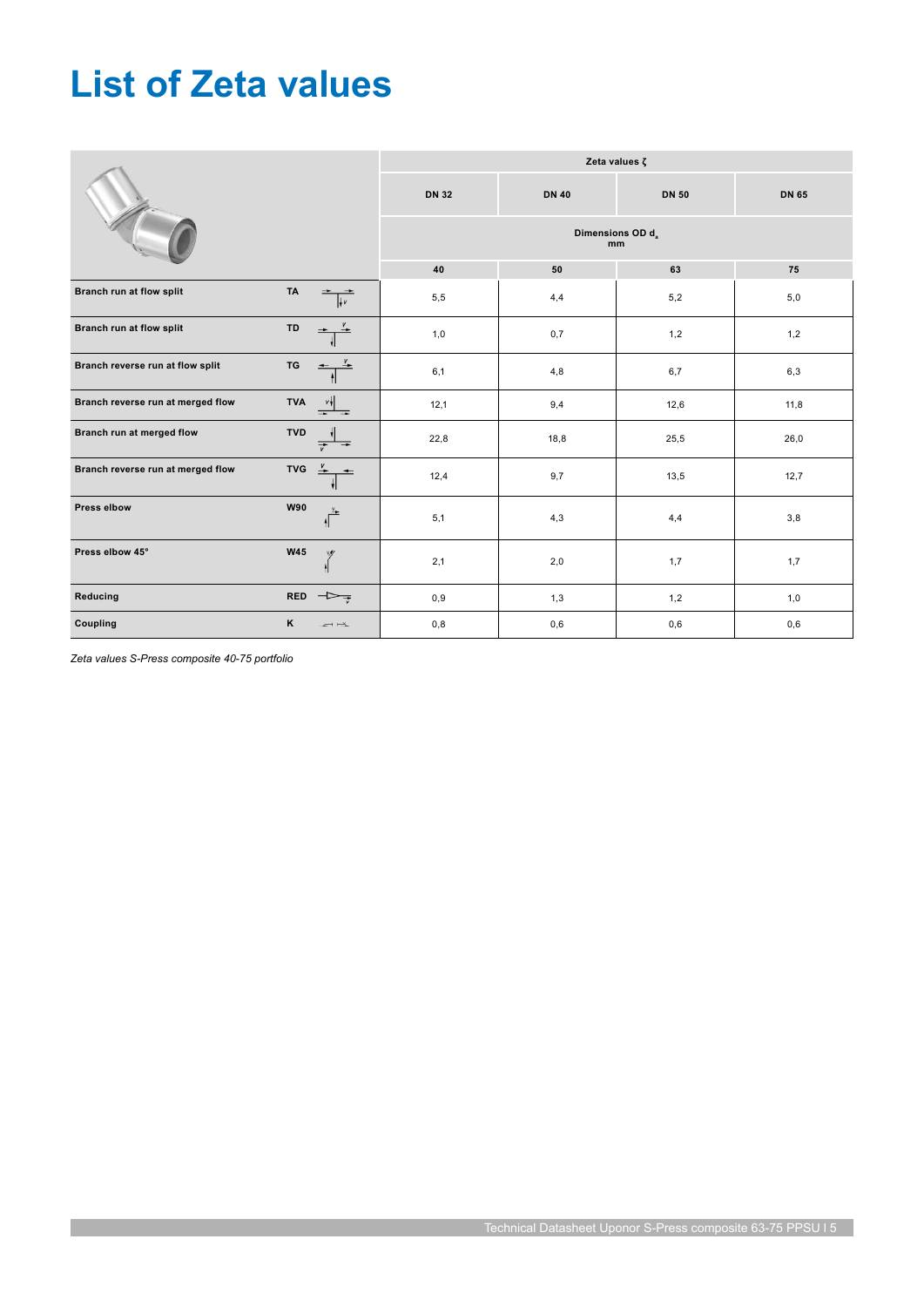# List of Zeta values

| | | Zeta values ζ | | | |
|---|---|---|---|---|---|
| | | DN 32 | DN 40 | DN 50 | DN 65 |
| | | Dimensions OD $d_a$ mm | | | |
| | | 40 | 50 | 63 | 75 |
| Branch run at flow split | TA | 5,5 | 4,4 | 5,2 | 5,0 |
| Branch run at flow split | TD | 1,0 | 0,7 | 1,2 | 1,2 |
| Branch reverse run at flow split | TG | 6,1 | 4,8 | 6,7 | 6,3 |
| Branch reverse run at merged flow | TVA | 12,1 | 9,4 | 12,6 | 11,8 |
| Branch run at merged flow | TVD | 22,8 | 18,8 | 25,5 | 26,0 |
| Branch reverse run at merged flow | TVG | 12,4 | 9,7 | 13,5 | 12,7 |
| Press elbow | W90 | 5,1 | 4,3 | 4,4 | 3,8 |
| Press elbow 45° | W45 | 2,1 | 2,0 | 1,7 | 1,7 |
| Reducing | RED | 0,9 | 1,3 | 1,2 | 1,0 |
| Coupling | K | 0,8 | 0,6 | 0,6 | 0,6 |

*Zeta values S-Press composite 40-75 portfolio*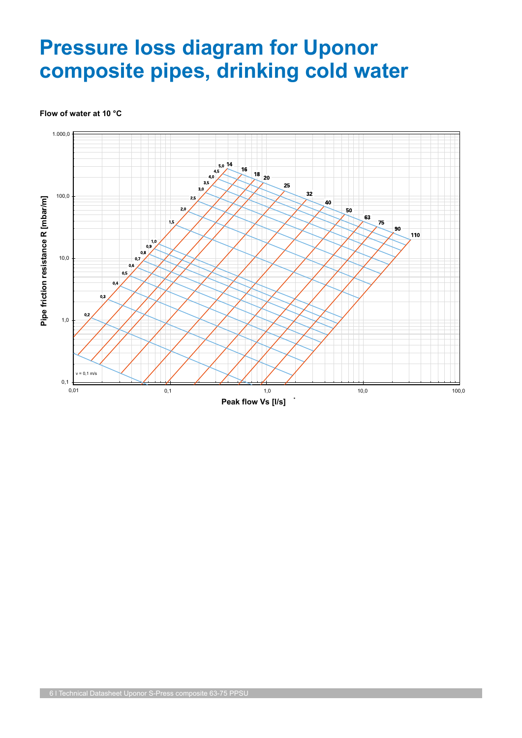# Pressure loss diagram for Uponor composite pipes, drinking cold water

**Flow of water at 10 °C**

Pipe friction resistance R [mbar/m]

1.000,0

100,0

10,0

1,0

0,1

v = 0,1 m/s

0,2

0,3

0,4

0,5

0,6

0,7

0,8

0,9

1,0

1,5

2,0

2,5

3,0

3,5

4,0

4,5

5,0

14

16

18

20

25

32

40

50

63

75

90

110

0,01

0,1

1,0

10,0

100,0

Peak flow Vs [l/s]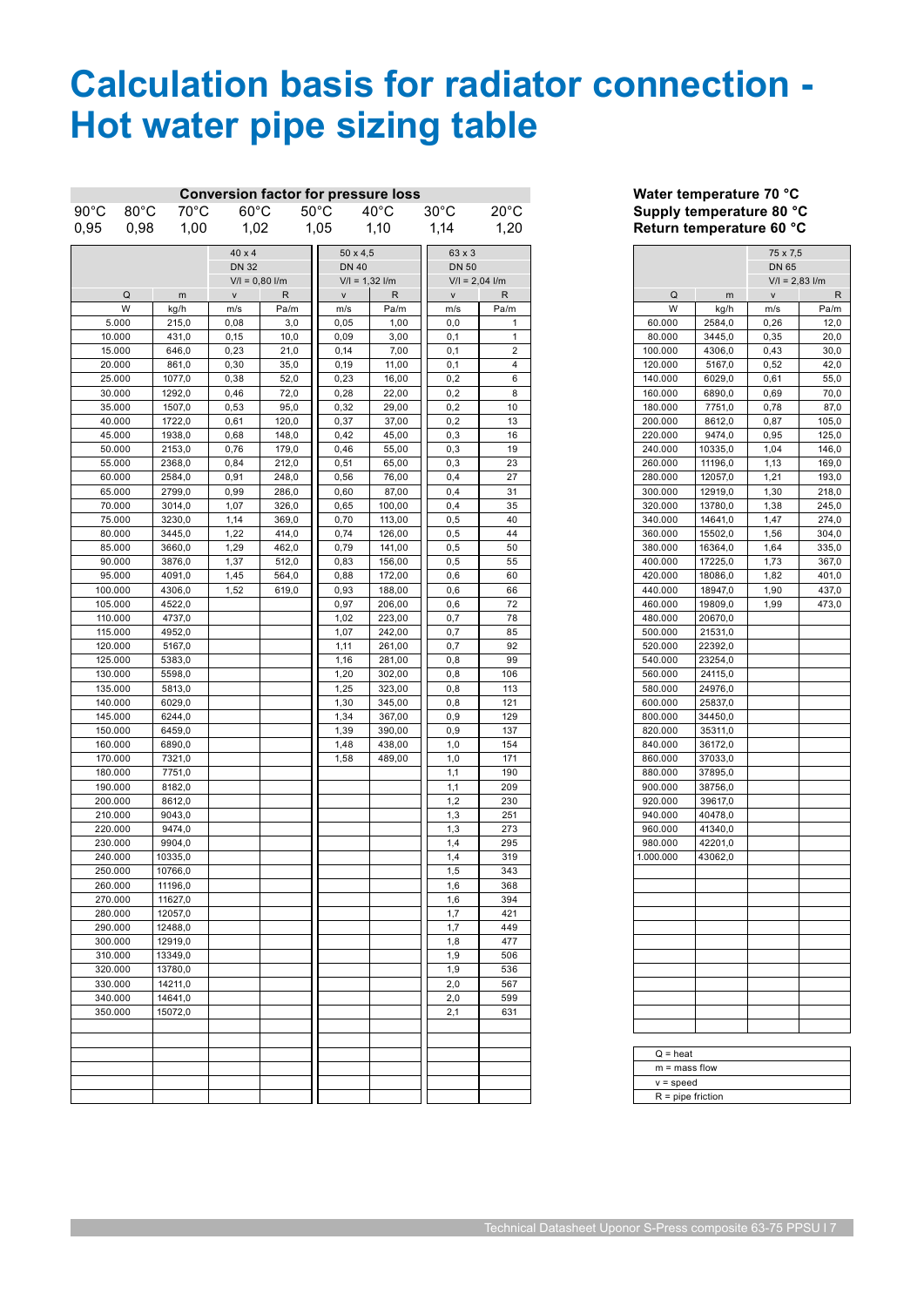# Calculation basis for radiator connection - Hot water pipe sizing table

| Conversion factor for pressure loss | | | | | | | |
|---|---|---|---|---|---|---|---|
| 90°C | 80°C | 70°C | 60°C | 50°C | 40°C | 30°C | 20°C |
| 0,95 | 0,98 | 1,00 | 1,02 | 1,05 | 1,10 | 1,14 | 1,20 |

| | | 40 x 4 | | 50 x 4,5 | | 63 x 3 | |
|---|---|---|---|---|---|---|---|
| | | DN 32 | | DN 40 | | DN 50 | |
| | | V/l = 0,80 l/m | | V/l = 1,32 l/m | | V/l = 2,04 l/m | |
| Q | m | v | R | v | R | v | R |
| W | kg/h | m/s | Pa/m | m/s | Pa/m | m/s | Pa/m |
| 5.000 | 215,0 | 0,08 | 3,0 | 0,05 | 1,00 | 0,0 | 1 |
| 10.000 | 431,0 | 0,15 | 10,0 | 0,09 | 3,00 | 0,1 | 1 |
| 15.000 | 646,0 | 0,23 | 21,0 | 0,14 | 7,00 | 0,1 | 2 |
| 20.000 | 861,0 | 0,30 | 35,0 | 0,19 | 11,00 | 0,1 | 4 |
| 25.000 | 1077,0 | 0,38 | 52,0 | 0,23 | 16,00 | 0,2 | 6 |
| 30.000 | 1292,0 | 0,46 | 72,0 | 0,28 | 22,00 | 0,2 | 8 |
| 35.000 | 1507,0 | 0,53 | 95,0 | 0,32 | 29,00 | 0,2 | 10 |
| 40.000 | 1722,0 | 0,61 | 120,0 | 0,37 | 37,00 | 0,2 | 13 |
| 45.000 | 1938,0 | 0,68 | 148,0 | 0,42 | 45,00 | 0,3 | 16 |
| 50.000 | 2153,0 | 0,76 | 179,0 | 0,46 | 55,00 | 0,3 | 19 |
| 55.000 | 2368,0 | 0,84 | 212,0 | 0,51 | 65,00 | 0,3 | 23 |
| 60.000 | 2584,0 | 0,91 | 248,0 | 0,56 | 76,00 | 0,4 | 27 |
| 65.000 | 2799,0 | 0,99 | 286,0 | 0,60 | 87,00 | 0,4 | 31 |
| 70.000 | 3014,0 | 1,07 | 326,0 | 0,65 | 100,00 | 0,4 | 35 |
| 75.000 | 3230,0 | 1,14 | 369,0 | 0,70 | 113,00 | 0,5 | 40 |
| 80.000 | 3445,0 | 1,22 | 414,0 | 0,74 | 126,00 | 0,5 | 44 |
| 85.000 | 3660,0 | 1,29 | 462,0 | 0,79 | 141,00 | 0,5 | 50 |
| 90.000 | 3876,0 | 1,37 | 512,0 | 0,83 | 156,00 | 0,5 | 55 |
| 95.000 | 4091,0 | 1,45 | 564,0 | 0,88 | 172,00 | 0,6 | 60 |
| 100.000 | 4306,0 | 1,52 | 619,0 | 0,93 | 188,00 | 0,6 | 66 |
| 105.000 | 4522,0 | | | 0,97 | 206,00 | 0,6 | 72 |
| 110.000 | 4737,0 | | | 1,02 | 223,00 | 0,7 | 78 |
| 115.000 | 4952,0 | | | 1,07 | 242,00 | 0,7 | 85 |
| 120.000 | 5167,0 | | | 1,11 | 261,00 | 0,7 | 92 |
| 125.000 | 5383,0 | | | 1,16 | 281,00 | 0,8 | 99 |
| 130.000 | 5598,0 | | | 1,20 | 302,00 | 0,8 | 106 |
| 135.000 | 5813,0 | | | 1,25 | 323,00 | 0,8 | 113 |
| 140.000 | 6029,0 | | | 1,30 | 345,00 | 0,8 | 121 |
| 145.000 | 6244,0 | | | 1,34 | 367,00 | 0,9 | 129 |
| 150.000 | 6459,0 | | | 1,39 | 390,00 | 0,9 | 137 |
| 160.000 | 6890,0 | | | 1,48 | 438,00 | 1,0 | 154 |
| 170.000 | 7321,0 | | | 1,58 | 489,00 | 1,0 | 171 |
| 180.000 | 7751,0 | | | | | 1,1 | 190 |
| 190.000 | 8182,0 | | | | | 1,1 | 209 |
| 200.000 | 8612,0 | | | | | 1,2 | 230 |
| 210.000 | 9043,0 | | | | | 1,3 | 251 |
| 220.000 | 9474,0 | | | | | 1,3 | 273 |
| 230.000 | 9904,0 | | | | | 1,4 | 295 |
| 240.000 | 10335,0 | | | | | 1,4 | 319 |
| 250.000 | 10766,0 | | | | | 1,5 | 343 |
| 260.000 | 11196,0 | | | | | 1,6 | 368 |
| 270.000 | 11627,0 | | | | | 1,6 | 394 |
| 280.000 | 12057,0 | | | | | 1,7 | 421 |
| 290.000 | 12488,0 | | | | | 1,7 | 449 |
| 300.000 | 12919,0 | | | | | 1,8 | 477 |
| 310.000 | 13349,0 | | | | | 1,9 | 506 |
| 320.000 | 13780,0 | | | | | 1,9 | 536 |
| 330.000 | 14211,0 | | | | | 2,0 | 567 |
| 340.000 | 14641,0 | | | | | 2,0 | 599 |
| 350.000 | 15072,0 | | | | | 2,1 | 631 |

**Water temperature 70 °C**
**Supply temperature 80 °C**
**Return temperature 60 °C**

| | | 75 x 7,5 | |
|---|---|---|---|
| | | DN 65 | |
| | | V/l = 2,83 l/m | |
| Q | m | v | R |
| W | kg/h | m/s | Pa/m |
| 60.000 | 2584,0 | 0,26 | 12,0 |
| 80.000 | 3445,0 | 0,35 | 20,0 |
| 100.000 | 4306,0 | 0,43 | 30,0 |
| 120.000 | 5167,0 | 0,52 | 42,0 |
| 140.000 | 6029,0 | 0,61 | 55,0 |
| 160.000 | 6890,0 | 0,69 | 70,0 |
| 180.000 | 7751,0 | 0,78 | 87,0 |
| 200.000 | 8612,0 | 0,87 | 105,0 |
| 220.000 | 9474,0 | 0,95 | 125,0 |
| 240.000 | 10335,0 | 1,04 | 146,0 |
| 260.000 | 11196,0 | 1,13 | 169,0 |
| 280.000 | 12057,0 | 1,21 | 193,0 |
| 300.000 | 12919,0 | 1,30 | 218,0 |
| 320.000 | 13780,0 | 1,38 | 245,0 |
| 340.000 | 14641,0 | 1,47 | 274,0 |
| 360.000 | 15502,0 | 1,56 | 304,0 |
| 380.000 | 16364,0 | 1,64 | 335,0 |
| 400.000 | 17225,0 | 1,73 | 367,0 |
| 420.000 | 18086,0 | 1,82 | 401,0 |
| 440.000 | 18947,0 | 1,90 | 437,0 |
| 460.000 | 19809,0 | 1,99 | 473,0 |
| 480.000 | 20670,0 | | |
| 500.000 | 21531,0 | | |
| 520.000 | 22392,0 | | |
| 540.000 | 23254,0 | | |
| 560.000 | 24115,0 | | |
| 580.000 | 24976,0 | | |
| 600.000 | 25837,0 | | |
| 800.000 | 34450,0 | | |
| 820.000 | 35311,0 | | |
| 840.000 | 36172,0 | | |
| 860.000 | 37033,0 | | |
| 880.000 | 37895,0 | | |
| 900.000 | 38756,0 | | |
| 920.000 | 39617,0 | | |
| 940.000 | 40478,0 | | |
| 960.000 | 41340,0 | | |
| 980.000 | 42201,0 | | |
| 1.000.000 | 43062,0 | | |

| |
|---|
| Q = heat |
| m = mass flow |
| v = speed |
| R = pipe friction |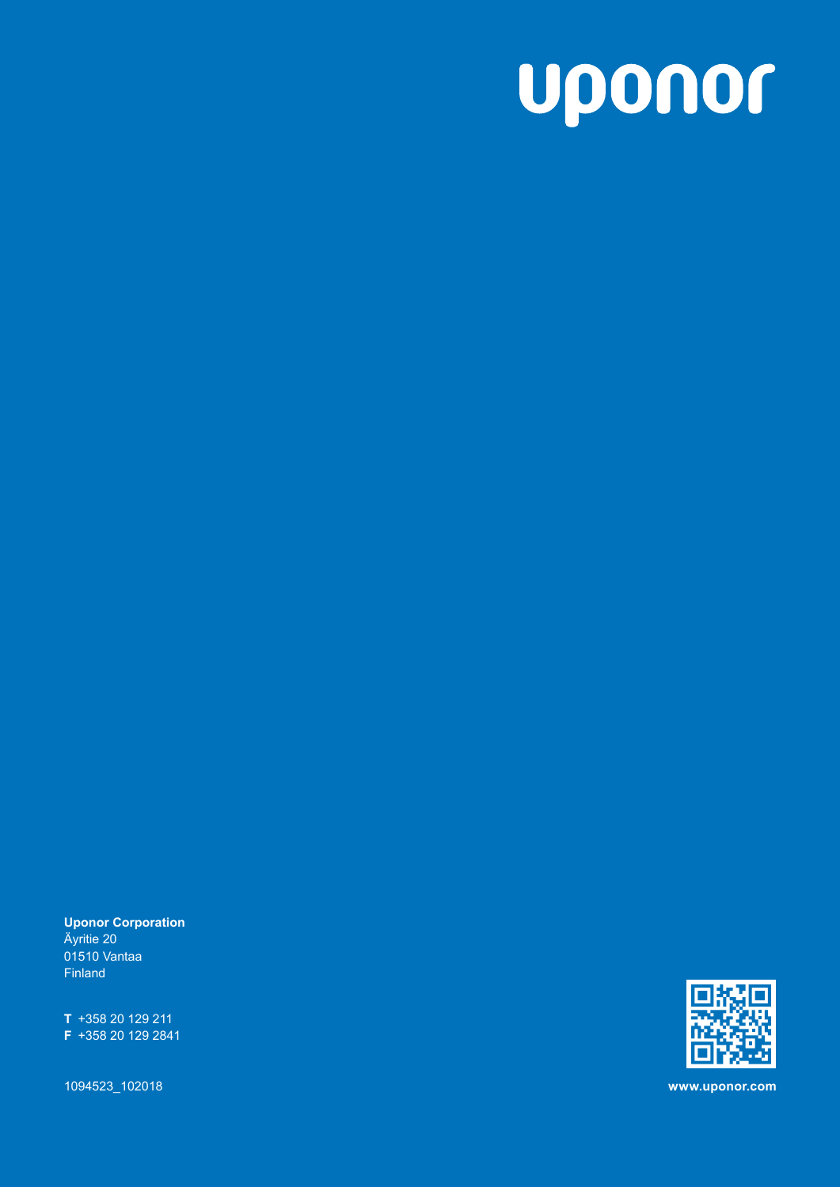uponor

**Uponor Corporation**
Äyritie 20
01510 Vantaa
Finland

**T** +358 20 129 211
**F** +358 20 129 2841

1094523_102018

**www.uponor.com**